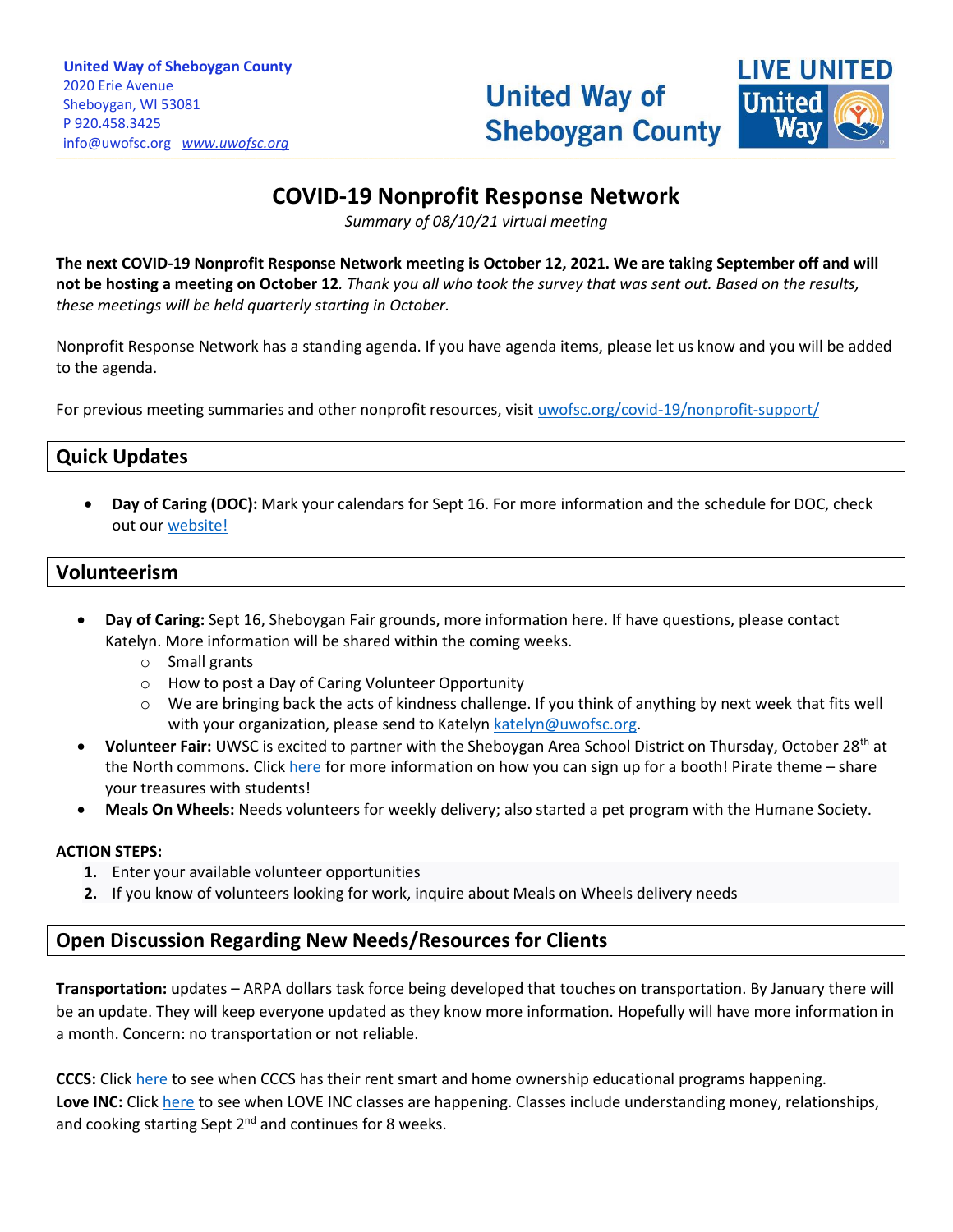United Way of Sheboygan County
2020 Erie Avenue
Sheboygan, WI 53081
P 920.458.3425
info@uwofsc.org www.uwofsc.org

United Way of Sheboygan County

LIVE UNITED United Way

# COVID-19 Nonprofit Response Network

*Summary of 08/10/21 virtual meeting*

**The next COVID-19 Nonprofit Response Network meeting is October 12, 2021. We are taking September off and will not be hosting a meeting on October 12**. *Thank you all who took the survey that was sent out. Based on the results, these meetings will be held quarterly starting in October.*

Nonprofit Response Network has a standing agenda. If you have agenda items, please let us know and you will be added to the agenda.

For previous meeting summaries and other nonprofit resources, visit uwofsc.org/covid-19/nonprofit-support/

## Quick Updates

- **Day of Caring (DOC):** Mark your calendars for Sept 16. For more information and the schedule for DOC, check out our website!

## Volunteerism

- **Day of Caring:** Sept 16, Sheboygan Fair grounds, more information here. If have questions, please contact Katelyn. More information will be shared within the coming weeks.
  - Small grants
  - How to post a Day of Caring Volunteer Opportunity
  - We are bringing back the acts of kindness challenge. If you think of anything by next week that fits well with your organization, please send to Katelyn katelyn@uwofsc.org.
- **Volunteer Fair:** UWSC is excited to partner with the Sheboygan Area School District on Thursday, October 28th at the North commons. Click here for more information on how you can sign up for a booth! Pirate theme – share your treasures with students!
- **Meals On Wheels:** Needs volunteers for weekly delivery; also started a pet program with the Humane Society.

**ACTION STEPS:**

1. Enter your available volunteer opportunities
2. If you know of volunteers looking for work, inquire about Meals on Wheels delivery needs

## Open Discussion Regarding New Needs/Resources for Clients

**Transportation:** updates – ARPA dollars task force being developed that touches on transportation. By January there will be an update. They will keep everyone updated as they know more information. Hopefully will have more information in a month. Concern: no transportation or not reliable.

**CCCS:** Click here to see when CCCS has their rent smart and home ownership educational programs happening.
**Love INC:** Click here to see when LOVE INC classes are happening. Classes include understanding money, relationships, and cooking starting Sept 2nd and continues for 8 weeks.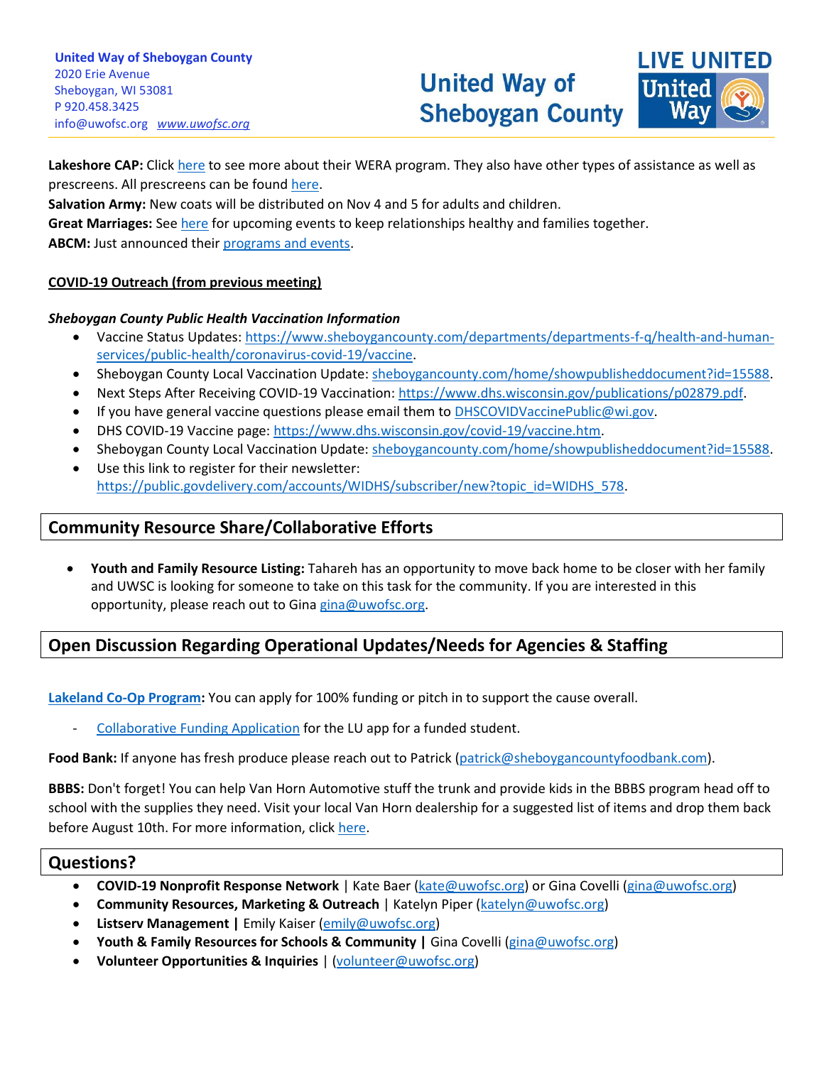**United Way of Sheboygan County**
2020 Erie Avenue
Sheboygan, WI 53081
P 920.458.3425
info@uwofsc.org www.uwofsc.org

United Way of Sheboygan County

LIVE UNITED

**Lakeshore CAP:** Click here to see more about their WERA program. They also have other types of assistance as well as prescreens. All prescreens can be found here.
**Salvation Army:** New coats will be distributed on Nov 4 and 5 for adults and children.
**Great Marriages:** See here for upcoming events to keep relationships healthy and families together.
**ABCM:** Just announced their programs and events.

**COVID-19 Outreach (from previous meeting)**

***Sheboygan County Public Health Vaccination Information***

- Vaccine Status Updates: https://www.sheboygancounty.com/departments/departments-f-q/health-and-human-services/public-health/coronavirus-covid-19/vaccine.
- Sheboygan County Local Vaccination Update: sheboygancounty.com/home/showpublisheddocument?id=15588.
- Next Steps After Receiving COVID-19 Vaccination: https://www.dhs.wisconsin.gov/publications/p02879.pdf.
- If you have general vaccine questions please email them to DHSCOVIDVaccinePublic@wi.gov.
- DHS COVID-19 Vaccine page: https://www.dhs.wisconsin.gov/covid-19/vaccine.htm.
- Sheboygan County Local Vaccination Update: sheboygancounty.com/home/showpublisheddocument?id=15588.
- Use this link to register for their newsletter: https://public.govdelivery.com/accounts/WIDHS/subscriber/new?topic_id=WIDHS_578.

## Community Resource Share/Collaborative Efforts

- **Youth and Family Resource Listing:** Tahareh has an opportunity to move back home to be closer with her family and UWSC is looking for someone to take on this task for the community. If you are interested in this opportunity, please reach out to Gina gina@uwofsc.org.

## Open Discussion Regarding Operational Updates/Needs for Agencies & Staffing

**Lakeland Co-Op Program:** You can apply for 100% funding or pitch in to support the cause overall.

- Collaborative Funding Application for the LU app for a funded student.

**Food Bank:** If anyone has fresh produce please reach out to Patrick (patrick@sheboygancountyfoodbank.com).

**BBBS:** Don't forget! You can help Van Horn Automotive stuff the trunk and provide kids in the BBBS program head off to school with the supplies they need. Visit your local Van Horn dealership for a suggested list of items and drop them back before August 10th. For more information, click here.

## Questions?

- **COVID-19 Nonprofit Response Network** | Kate Baer (kate@uwofsc.org) or Gina Covelli (gina@uwofsc.org)
- **Community Resources, Marketing & Outreach** | Katelyn Piper (katelyn@uwofsc.org)
- **Listserv Management |** Emily Kaiser (emily@uwofsc.org)
- **Youth & Family Resources for Schools & Community |** Gina Covelli (gina@uwofsc.org)
- **Volunteer Opportunities & Inquiries** | (volunteer@uwofsc.org)